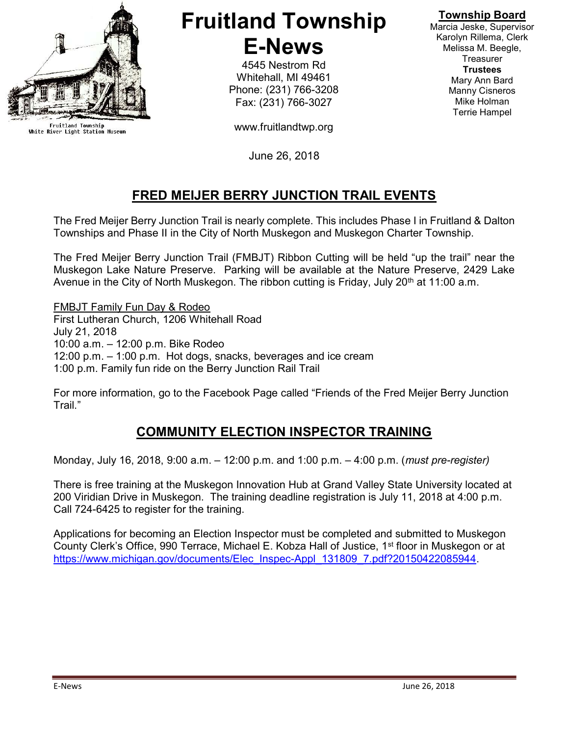Fruitland Township
White River Light Station Museum

# Fruitland Township E-News

4545 Nestrom Rd
Whitehall, MI 49461
Phone: (231) 766-3208
Fax: (231) 766-3027

www.fruitlandtwp.org

June 26, 2018

**Township Board**
Marcia Jeske, Supervisor
Karolyn Rillema, Clerk
Melissa M. Beegle, Treasurer
**Trustees**
Mary Ann Bard
Manny Cisneros
Mike Holman
Terrie Hampel

## FRED MEIJER BERRY JUNCTION TRAIL EVENTS

The Fred Meijer Berry Junction Trail is nearly complete. This includes Phase I in Fruitland & Dalton Townships and Phase II in the City of North Muskegon and Muskegon Charter Township.

The Fred Meijer Berry Junction Trail (FMBJT) Ribbon Cutting will be held "up the trail" near the Muskegon Lake Nature Preserve. Parking will be available at the Nature Preserve, 2429 Lake Avenue in the City of North Muskegon. The ribbon cutting is Friday, July 20th at 11:00 a.m.

FMBJT Family Fun Day & Rodeo
First Lutheran Church, 1206 Whitehall Road
July 21, 2018
10:00 a.m. – 12:00 p.m. Bike Rodeo
12:00 p.m. – 1:00 p.m. Hot dogs, snacks, beverages and ice cream
1:00 p.m. Family fun ride on the Berry Junction Rail Trail

For more information, go to the Facebook Page called "Friends of the Fred Meijer Berry Junction Trail."

## COMMUNITY ELECTION INSPECTOR TRAINING

Monday, July 16, 2018, 9:00 a.m. – 12:00 p.m. and 1:00 p.m. – 4:00 p.m. (*must pre-register)*

There is free training at the Muskegon Innovation Hub at Grand Valley State University located at 200 Viridian Drive in Muskegon. The training deadline registration is July 11, 2018 at 4:00 p.m. Call 724-6425 to register for the training.

Applications for becoming an Election Inspector must be completed and submitted to Muskegon County Clerk's Office, 990 Terrace, Michael E. Kobza Hall of Justice, 1st floor in Muskegon or at https://www.michigan.gov/documents/Elec_Inspec-Appl_131809_7.pdf?20150422085944.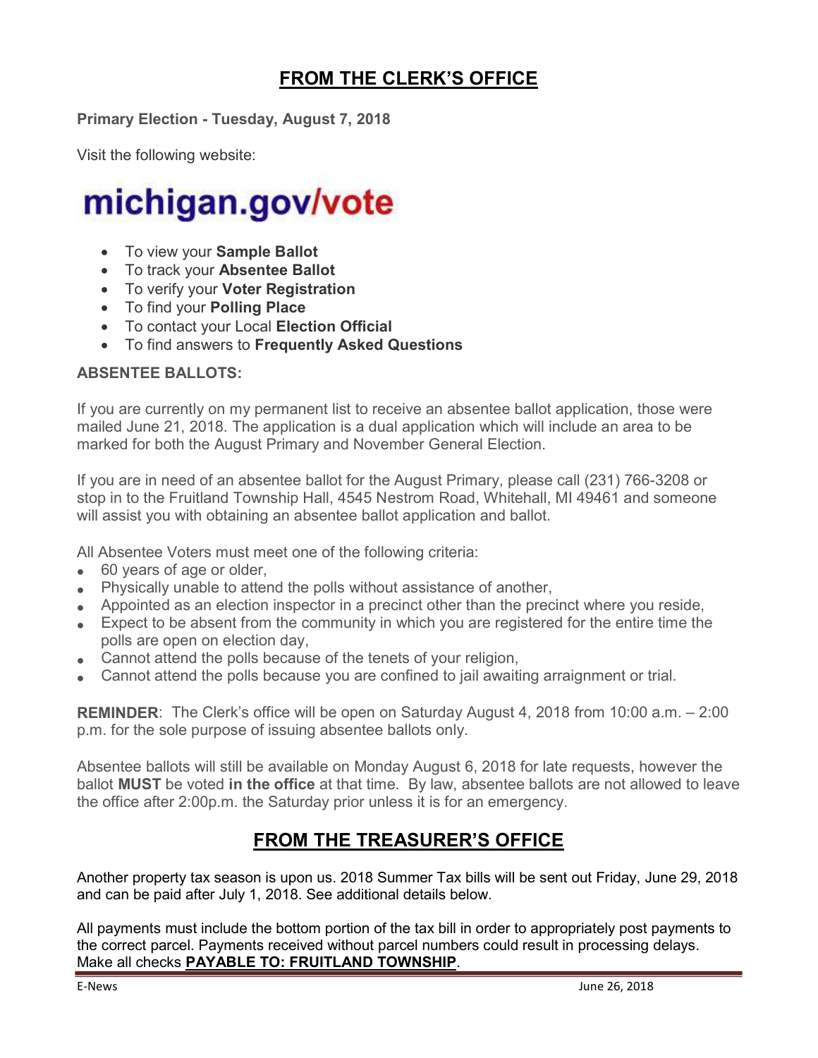## FROM THE CLERK'S OFFICE

**Primary Election - Tuesday, August 7, 2018**

Visit the following website:

**michigan.gov/vote**

- To view your **Sample Ballot**
- To track your **Absentee Ballot**
- To verify your **Voter Registration**
- To find your **Polling Place**
- To contact your Local **Election Official**
- To find answers to **Frequently Asked Questions**

**ABSENTEE BALLOTS:**

If you are currently on my permanent list to receive an absentee ballot application, those were mailed June 21, 2018. The application is a dual application which will include an area to be marked for both the August Primary and November General Election.

If you are in need of an absentee ballot for the August Primary, please call (231) 766-3208 or stop in to the Fruitland Township Hall, 4545 Nestrom Road, Whitehall, MI 49461 and someone will assist you with obtaining an absentee ballot application and ballot.

All Absentee Voters must meet one of the following criteria:

- 60 years of age or older,
- Physically unable to attend the polls without assistance of another,
- Appointed as an election inspector in a precinct other than the precinct where you reside,
- Expect to be absent from the community in which you are registered for the entire time the polls are open on election day,
- Cannot attend the polls because of the tenets of your religion,
- Cannot attend the polls because you are confined to jail awaiting arraignment or trial.

**REMINDER**: The Clerk's office will be open on Saturday August 4, 2018 from 10:00 a.m. – 2:00 p.m. for the sole purpose of issuing absentee ballots only.

Absentee ballots will still be available on Monday August 6, 2018 for late requests, however the ballot **MUST** be voted **in the office** at that time. By law, absentee ballots are not allowed to leave the office after 2:00p.m. the Saturday prior unless it is for an emergency.

## FROM THE TREASURER'S OFFICE

Another property tax season is upon us. 2018 Summer Tax bills will be sent out Friday, June 29, 2018 and can be paid after July 1, 2018. See additional details below.

All payments must include the bottom portion of the tax bill in order to appropriately post payments to the correct parcel. Payments received without parcel numbers could result in processing delays. Make all checks **PAYABLE TO: FRUITLAND TOWNSHIP**.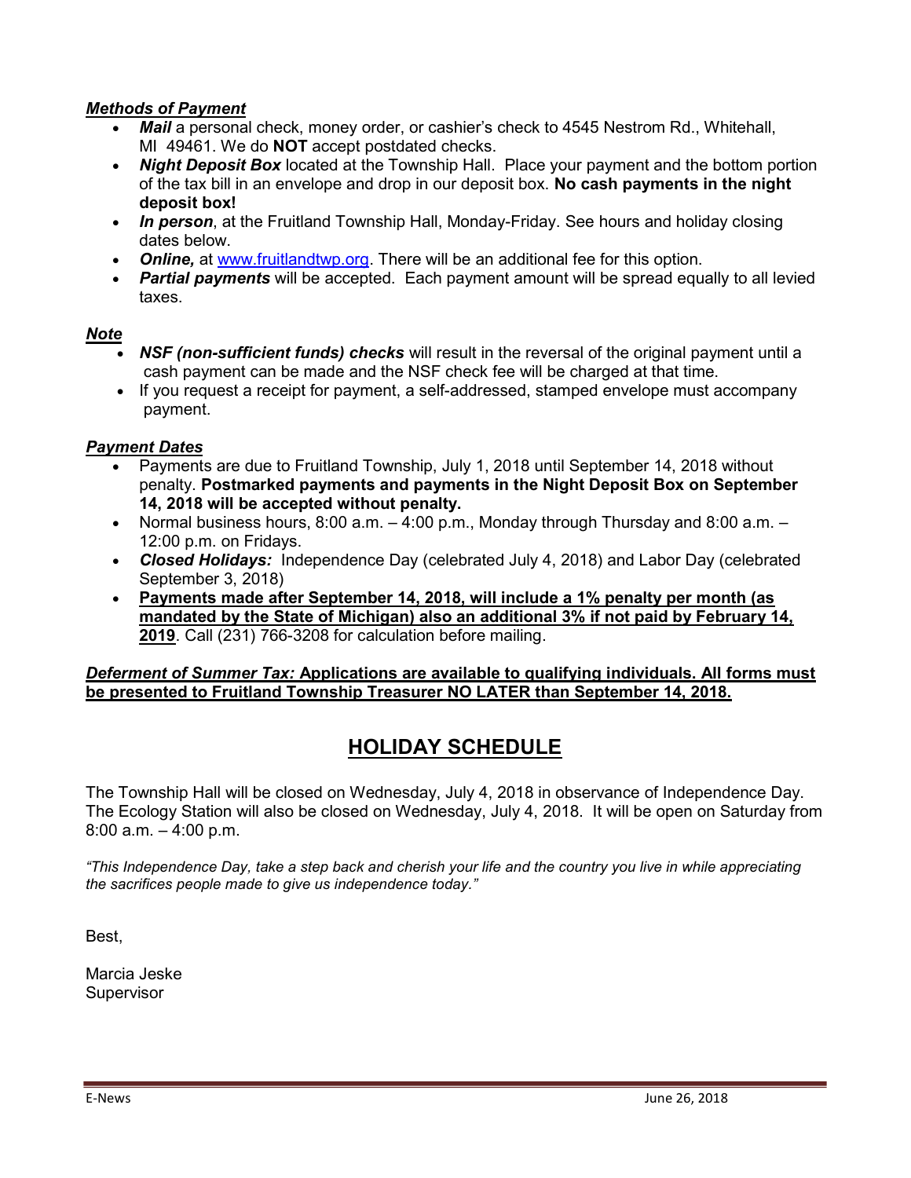***Methods of Payment***

- ***Mail*** a personal check, money order, or cashier's check to 4545 Nestrom Rd., Whitehall, MI 49461. We do **NOT** accept postdated checks.
- ***Night Deposit Box*** located at the Township Hall. Place your payment and the bottom portion of the tax bill in an envelope and drop in our deposit box. **No cash payments in the night deposit box!**
- ***In person***, at the Fruitland Township Hall, Monday-Friday. See hours and holiday closing dates below.
- ***Online,*** at www.fruitlandtwp.org. There will be an additional fee for this option.
- ***Partial payments*** will be accepted. Each payment amount will be spread equally to all levied taxes.

***Note***

- ***NSF (non-sufficient funds) checks*** will result in the reversal of the original payment until a cash payment can be made and the NSF check fee will be charged at that time.
- If you request a receipt for payment, a self-addressed, stamped envelope must accompany payment.

***Payment Dates***

- Payments are due to Fruitland Township, July 1, 2018 until September 14, 2018 without penalty. **Postmarked payments and payments in the Night Deposit Box on September 14, 2018 will be accepted without penalty.**
- Normal business hours, 8:00 a.m. – 4:00 p.m., Monday through Thursday and 8:00 a.m. – 12:00 p.m. on Fridays.
- ***Closed Holidays:*** Independence Day (celebrated July 4, 2018) and Labor Day (celebrated September 3, 2018)
- **Payments made after September 14, 2018, will include a 1% penalty per month (as mandated by the State of Michigan) also an additional 3% if not paid by February 14, 2019**. Call (231) 766-3208 for calculation before mailing.

***Deferment of Summer Tax:*** **Applications are available to qualifying individuals. All forms must be presented to Fruitland Township Treasurer NO LATER than September 14, 2018.**

## HOLIDAY SCHEDULE

The Township Hall will be closed on Wednesday, July 4, 2018 in observance of Independence Day. The Ecology Station will also be closed on Wednesday, July 4, 2018. It will be open on Saturday from 8:00 a.m. – 4:00 p.m.

*"This Independence Day, take a step back and cherish your life and the country you live in while appreciating the sacrifices people made to give us independence today."*

Best,

Marcia Jeske
Supervisor